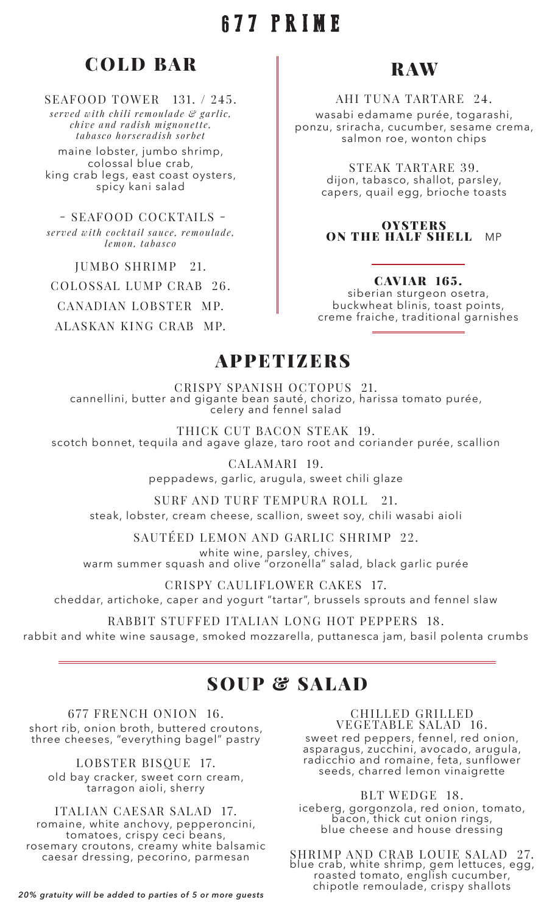# 677 PRIME

## COLD BAR

SEAFOOD TOWER 131. / 245.

*served with chili remoulade & garlic, chive and radish mignonette, tabasco horseradish sorbet*

maine lobster, jumbo shrimp, colossal blue crab, king crab legs, east coast oysters, spicy kani salad

### - SEAFOOD COCKTAILS -

*served with cocktail sauce, remoulade, lemon, tabasco*

JUMBO SHRIMP 21.

COLOSSAL LUMP CRAB 26.

CANADIAN LOBSTER MP.

ALASKAN KING CRAB MP.

## RAW

AHI TUNA TARTARE 24.

wasabi edamame purée, togarashi, ponzu, sriracha, cucumber, sesame crema, salmon roe, wonton chips

STEAK TARTARE 39.

dijon, tabasco, shallot, parsley, capers, quail egg, brioche toasts

**OYSTERS ON THE HALF SHELL** MP

**CAVIAR 165.**

siberian sturgeon osetra, buckwheat blinis, toast points, creme fraiche, traditional garnishes

## APPETIZERS

CRISPY SPANISH OCTOPUS 21.

cannellini, butter and gigante bean sauté, chorizo, harissa tomato purée, celery and fennel salad

THICK CUT BACON STEAK 19.

scotch bonnet, tequila and agave glaze, taro root and coriander purée, scallion

CALAMARI 19.

peppadews, garlic, arugula, sweet chili glaze

SURF AND TURF TEMPURA ROLL 21.

steak, lobster, cream cheese, scallion, sweet soy, chili wasabi aioli

SAUTÉED LEMON AND GARLIC SHRIMP 22.

white wine, parsley, chives, warm summer squash and olive "orzonella" salad, black garlic purée

CRISPY CAULIFLOWER CAKES 17.

cheddar, artichoke, caper and yogurt "tartar", brussels sprouts and fennel slaw

RABBIT STUFFED ITALIAN LONG HOT PEPPERS 18.

rabbit and white wine sausage, smoked mozzarella, puttanesca jam, basil polenta crumbs

## SOUP & SALAD

677 FRENCH ONION 16.

short rib, onion broth, buttered croutons, three cheeses, "everything bagel" pastry

LOBSTER BISQUE 17.

old bay cracker, sweet corn cream, tarragon aioli, sherry

ITALIAN CAESAR SALAD 17.

romaine, white anchovy, pepperoncini, tomatoes, crispy ceci beans, rosemary croutons, creamy white balsamic caesar dressing, pecorino, parmesan

CHILLED GRILLED VEGETABLE SALAD 16.

sweet red peppers, fennel, red onion, asparagus, zucchini, avocado, arugula, radicchio and romaine, feta, sunflower seeds, charred lemon vinaigrette

BLT WEDGE 18.

iceberg, gorgonzola, red onion, tomato, bacon, thick cut onion rings, blue cheese and house dressing

SHRIMP AND CRAB LOUIE SALAD 27.

blue crab, white shrimp, gem lettuces, egg, roasted tomato, english cucumber, chipotle remoulade, crispy shallots

*20% gratuity will be added to parties of 5 or more guests*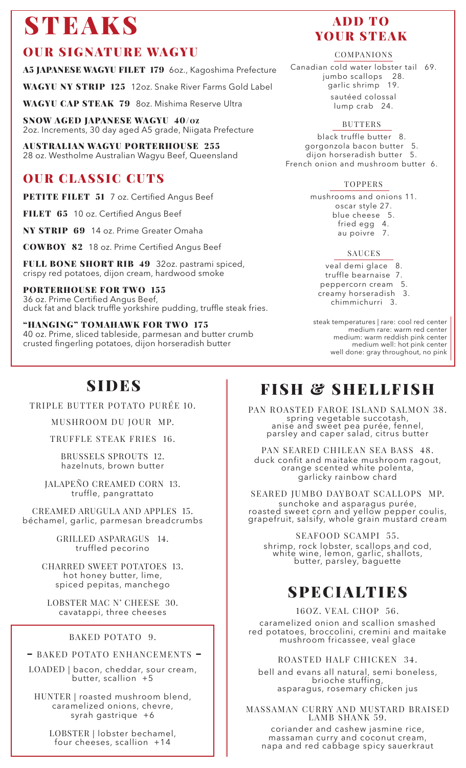# STEAKS

## OUR SIGNATURE WAGYU

**A5 JAPANESE WAGYU FILET 179** 6oz., Kagoshima Prefecture

**WAGYU NY STRIP 125** 12oz. Snake River Farms Gold Label

**WAGYU CAP STEAK 79** 8oz. Mishima Reserve Ultra

**SNOW AGED JAPANESE WAGYU 40/oz**
2oz. Increments, 30 day aged A5 grade, Niigata Prefecture

**AUSTRALIAN WAGYU PORTERHOUSE 255**
28 oz. Westholme Australian Wagyu Beef, Queensland

## OUR CLASSIC CUTS

**PETITE FILET 51** 7 oz. Certified Angus Beef

**FILET 65** 10 oz. Certified Angus Beef

**NY STRIP 69** 14 oz. Prime Greater Omaha

**COWBOY 82** 18 oz. Prime Certified Angus Beef

**FULL BONE SHORT RIB 49** 32oz. pastrami spiced, crispy red potatoes, dijon cream, hardwood smoke

**PORTERHOUSE FOR TWO 155**
36 oz. Prime Certified Angus Beef, duck fat and black truffle yorkshire pudding, truffle steak fries.

**"HANGING" TOMAHAWK FOR TWO 175**
40 oz. Prime, sliced tableside, parmesan and butter crumb crusted fingerling potatoes, dijon horseradish butter

## ADD TO YOUR STEAK

### COMPANIONS

Canadian cold water lobster tail 69.
jumbo scallops 28.
garlic shrimp 19.
sautéed colossal lump crab 24.

### BUTTERS

black truffle butter 8.
gorgonzola bacon butter 5.
dijon horseradish butter 5.
French onion and mushroom butter 6.

### TOPPERS

mushrooms and onions 11.
oscar style 27.
blue cheese 5.
fried egg 4.
au poivre 7.

### SAUCES

veal demi glace 8.
truffle bearnaise 7.
peppercorn cream 5.
creamy horseradish 3.
chimmichurri 3.

steak temperatures | rare: cool red center
medium rare: warm red center
medium: warm reddish pink center
medium well: hot pink center
well done: gray throughout, no pink

# SIDES

TRIPLE BUTTER POTATO PURÉE 10.

MUSHROOM DU JOUR MP.

TRUFFLE STEAK FRIES 16.

BRUSSELS SPROUTS 12.
hazelnuts, brown butter

JALAPEÑO CREAMED CORN 13.
truffle, pangrattato

CREAMED ARUGULA AND APPLES 15.
béchamel, garlic, parmesan breadcrumbs

GRILLED ASPARAGUS 14.
truffled pecorino

CHARRED SWEET POTATOES 13.
hot honey butter, lime, spiced pepitas, manchego

LOBSTER MAC N' CHEESE 30.
cavatappi, three cheeses

BAKED POTATO 9.

– BAKED POTATO ENHANCEMENTS –

LOADED | bacon, cheddar, sour cream, butter, scallion +5

HUNTER | roasted mushroom blend, caramelized onions, chevre, syrah gastrique +6

LOBSTER | lobster bechamel, four cheeses, scallion +14

# FISH & SHELLFISH

PAN ROASTED FAROE ISLAND SALMON 38.
spring vegetable succotash, anise and sweet pea purée, fennel, parsley and caper salad, citrus butter

PAN SEARED CHILEAN SEA BASS 48.
duck confit and maitake mushroom ragout, orange scented white polenta, garlicky rainbow chard

SEARED JUMBO DAYBOAT SCALLOPS MP.
sunchoke and asparagus purée, roasted sweet corn and yellow pepper coulis, grapefruit, salsify, whole grain mustard cream

SEAFOOD SCAMPI 55.
shrimp, rock lobster, scallops and cod, white wine, lemon, garlic, shallots, butter, parsley, baguette

# SPECIALTIES

16OZ. VEAL CHOP 56.
caramelized onion and scallion smashed red potatoes, broccolini, cremini and maitake mushroom fricassee, veal glace

ROASTED HALF CHICKEN 34.
bell and evans all natural, semi boneless, brioche stuffing, asparagus, rosemary chicken jus

MASSAMAN CURRY AND MUSTARD BRAISED LAMB SHANK 59.
coriander and cashew jasmine rice, massaman curry and coconut cream, napa and red cabbage spicy sauerkraut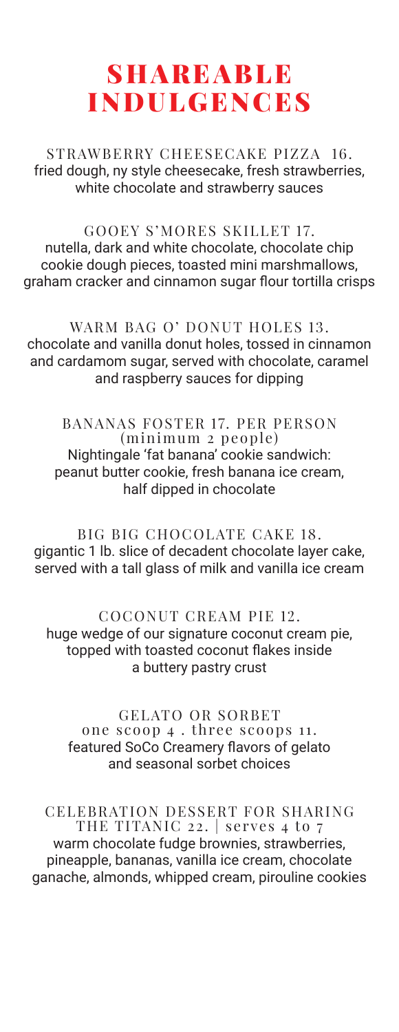# SHAREABLE INDULGENCES

STRAWBERRY CHEESECAKE PIZZA 16.
fried dough, ny style cheesecake, fresh strawberries, white chocolate and strawberry sauces

GOOEY S'MORES SKILLET 17.
nutella, dark and white chocolate, chocolate chip cookie dough pieces, toasted mini marshmallows, graham cracker and cinnamon sugar flour tortilla crisps

WARM BAG O' DONUT HOLES 13.
chocolate and vanilla donut holes, tossed in cinnamon and cardamom sugar, served with chocolate, caramel and raspberry sauces for dipping

BANANAS FOSTER 17. PER PERSON
(minimum 2 people)
Nightingale 'fat banana' cookie sandwich: peanut butter cookie, fresh banana ice cream, half dipped in chocolate

BIG BIG CHOCOLATE CAKE 18.
gigantic 1 lb. slice of decadent chocolate layer cake, served with a tall glass of milk and vanilla ice cream

COCONUT CREAM PIE 12.
huge wedge of our signature coconut cream pie, topped with toasted coconut flakes inside a buttery pastry crust

GELATO OR SORBET
one scoop 4 . three scoops 11.
featured SoCo Creamery flavors of gelato and seasonal sorbet choices

CELEBRATION DESSERT FOR SHARING
THE TITANIC 22. | serves 4 to 7
warm chocolate fudge brownies, strawberries, pineapple, bananas, vanilla ice cream, chocolate ganache, almonds, whipped cream, pirouline cookies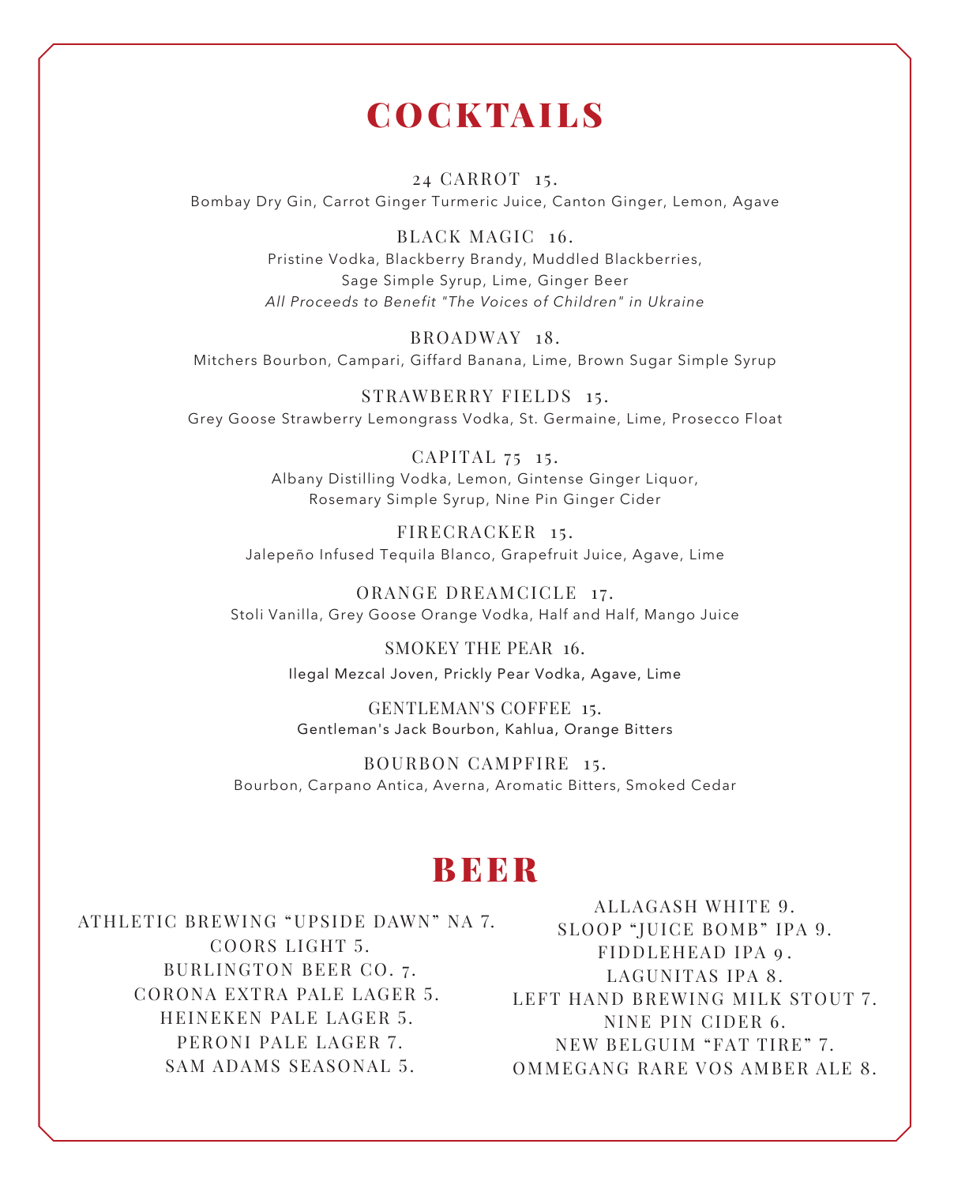# COCKTAILS

24 CARROT 15.
Bombay Dry Gin, Carrot Ginger Turmeric Juice, Canton Ginger, Lemon, Agave

BLACK MAGIC 16.
Pristine Vodka, Blackberry Brandy, Muddled Blackberries,
Sage Simple Syrup, Lime, Ginger Beer
*All Proceeds to Benefit "The Voices of Children" in Ukraine*

BROADWAY 18.
Mitchers Bourbon, Campari, Giffard Banana, Lime, Brown Sugar Simple Syrup

STRAWBERRY FIELDS 15.
Grey Goose Strawberry Lemongrass Vodka, St. Germaine, Lime, Prosecco Float

CAPITAL 75 15.
Albany Distilling Vodka, Lemon, Gintense Ginger Liquor,
Rosemary Simple Syrup, Nine Pin Ginger Cider

FIRECRACKER 15.
Jalepeño Infused Tequila Blanco, Grapefruit Juice, Agave, Lime

ORANGE DREAMCICLE 17.
Stoli Vanilla, Grey Goose Orange Vodka, Half and Half, Mango Juice

SMOKEY THE PEAR 16.
Ilegal Mezcal Joven, Prickly Pear Vodka, Agave, Lime

GENTLEMAN'S COFFEE 15.
Gentleman's Jack Bourbon, Kahlua, Orange Bitters

BOURBON CAMPFIRE 15.
Bourbon, Carpano Antica, Averna, Aromatic Bitters, Smoked Cedar

# BEER

ATHLETIC BREWING "UPSIDE DAWN" NA 7.
COORS LIGHT 5.
BURLINGTON BEER CO. 7.
CORONA EXTRA PALE LAGER 5.
HEINEKEN PALE LAGER 5.
PERONI PALE LAGER 7.
SAM ADAMS SEASONAL 5.

ALLAGASH WHITE 9.
SLOOP "JUICE BOMB" IPA 9.
FIDDLEHEAD IPA 9.
LAGUNITAS IPA 8.
LEFT HAND BREWING MILK STOUT 7.
NINE PIN CIDER 6.
NEW BELGUIM "FAT TIRE" 7.
OMMEGANG RARE VOS AMBER ALE 8.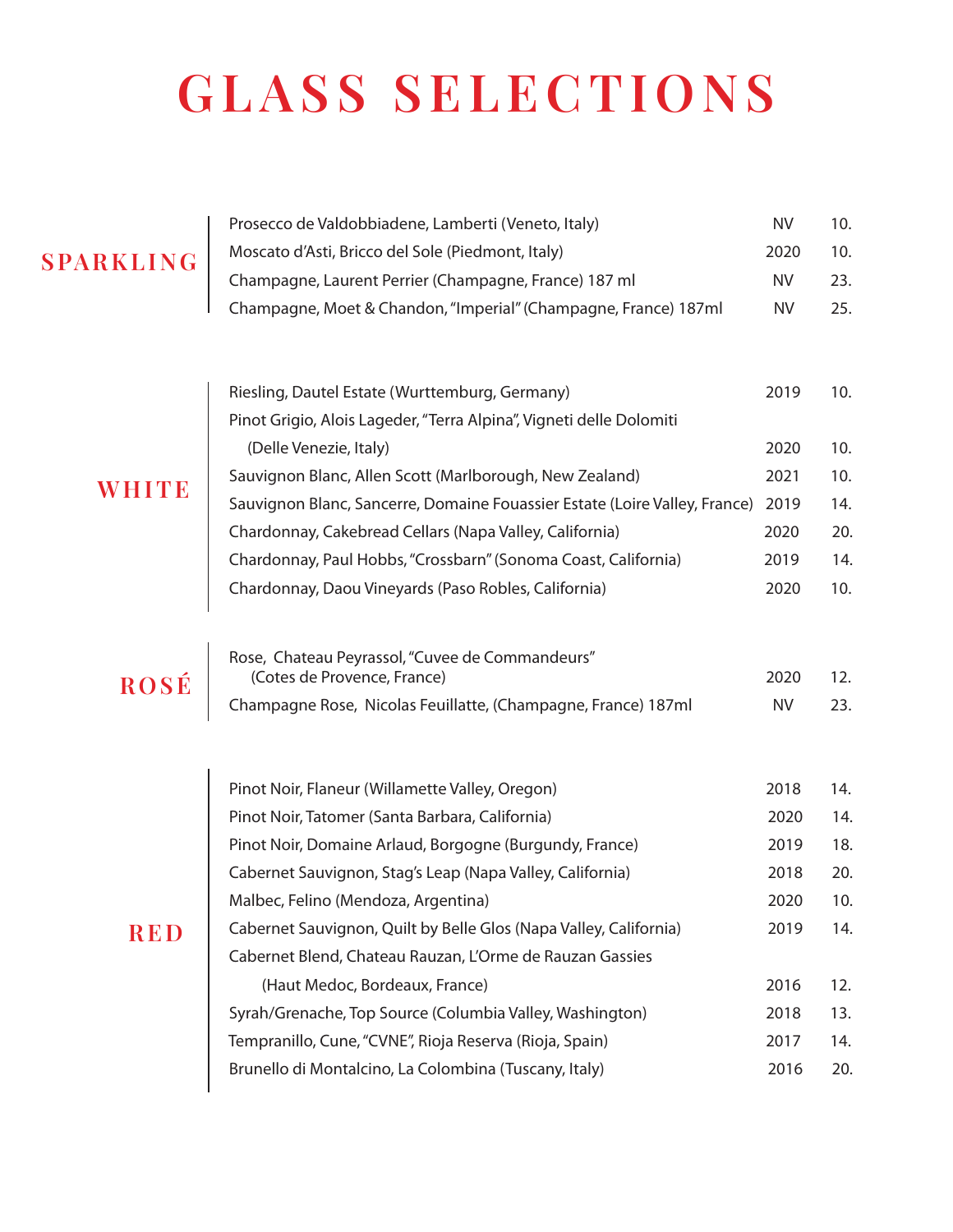# GLASS SELECTIONS

## SPARKLING

| Wine | Vintage | Price |
|---|---|---|
| Prosecco de Valdobbiadene, Lamberti (Veneto, Italy) | NV | 10. |
| Moscato d'Asti, Bricco del Sole (Piedmont, Italy) | 2020 | 10. |
| Champagne, Laurent Perrier (Champagne, France) 187 ml | NV | 23. |
| Champagne, Moet & Chandon, "Imperial" (Champagne, France) 187ml | NV | 25. |

## WHITE

| Wine | Vintage | Price |
|---|---|---|
| Riesling, Dautel Estate (Wurttemburg, Germany) | 2019 | 10. |
| Pinot Grigio, Alois Lageder, "Terra Alpina", Vigneti delle Dolomiti (Delle Venezie, Italy) | 2020 | 10. |
| Sauvignon Blanc, Allen Scott (Marlborough, New Zealand) | 2021 | 10. |
| Sauvignon Blanc, Sancerre, Domaine Fouassier Estate (Loire Valley, France) | 2019 | 14. |
| Chardonnay, Cakebread Cellars (Napa Valley, California) | 2020 | 20. |
| Chardonnay, Paul Hobbs, "Crossbarn" (Sonoma Coast, California) | 2019 | 14. |
| Chardonnay, Daou Vineyards (Paso Robles, California) | 2020 | 10. |

## ROSÉ

| Wine | Vintage | Price |
|---|---|---|
| Rose, Chateau Peyrassol, "Cuvee de Commandeurs" (Cotes de Provence, France) | 2020 | 12. |
| Champagne Rose, Nicolas Feuillatte, (Champagne, France) 187ml | NV | 23. |

## RED

| Wine | Vintage | Price |
|---|---|---|
| Pinot Noir, Flaneur (Willamette Valley, Oregon) | 2018 | 14. |
| Pinot Noir, Tatomer (Santa Barbara, California) | 2020 | 14. |
| Pinot Noir, Domaine Arlaud, Borgogne (Burgundy, France) | 2019 | 18. |
| Cabernet Sauvignon, Stag's Leap (Napa Valley, California) | 2018 | 20. |
| Malbec, Felino (Mendoza, Argentina) | 2020 | 10. |
| Cabernet Sauvignon, Quilt by Belle Glos (Napa Valley, California) | 2019 | 14. |
| Cabernet Blend, Chateau Rauzan, L'Orme de Rauzan Gassies (Haut Medoc, Bordeaux, France) | 2016 | 12. |
| Syrah/Grenache, Top Source (Columbia Valley, Washington) | 2018 | 13. |
| Tempranillo, Cune, "CVNE", Rioja Reserva (Rioja, Spain) | 2017 | 14. |
| Brunello di Montalcino, La Colombina (Tuscany, Italy) | 2016 | 20. |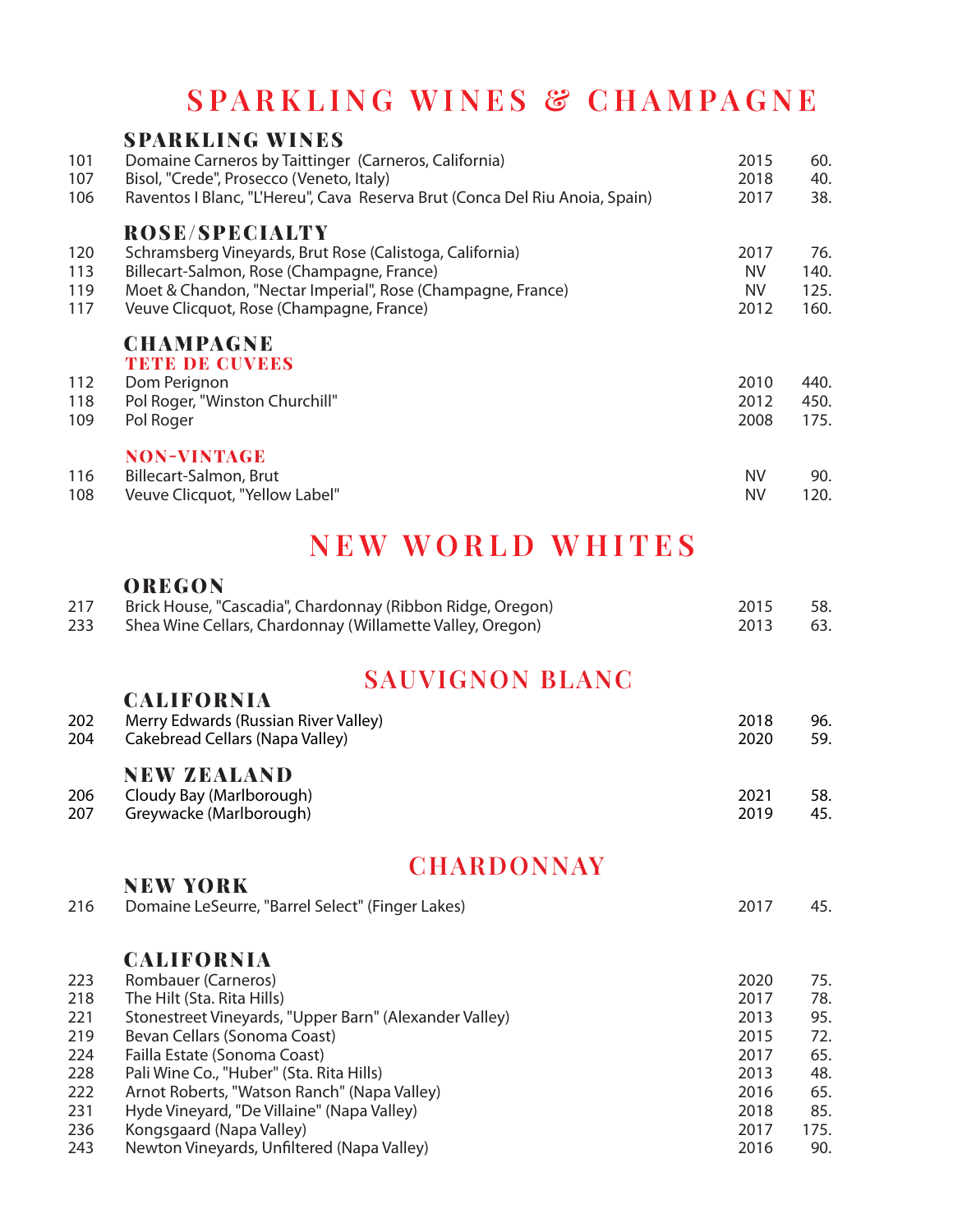# SPARKLING WINES & CHAMPAGNE

## SPARKLING WINES

| | | | |
|---|---|---|---|
| 101 | Domaine Carneros by Taittinger (Carneros, California) | 2015 | 60. |
| 107 | Bisol, "Crede", Prosecco (Veneto, Italy) | 2018 | 40. |
| 106 | Raventos I Blanc, "L'Hereu", Cava Reserva Brut (Conca Del Riu Anoia, Spain) | 2017 | 38. |

## ROSE/SPECIALTY

| | | | |
|---|---|---|---|
| 120 | Schramsberg Vineyards, Brut Rose (Calistoga, California) | 2017 | 76. |
| 113 | Billecart-Salmon, Rose (Champagne, France) | NV | 140. |
| 119 | Moet & Chandon, "Nectar Imperial", Rose (Champagne, France) | NV | 125. |
| 117 | Veuve Clicquot, Rose (Champagne, France) | 2012 | 160. |

## CHAMPAGNE

### TETE DE CUVEES

| | | | |
|---|---|---|---|
| 112 | Dom Perignon | 2010 | 440. |
| 118 | Pol Roger, "Winston Churchill" | 2012 | 450. |
| 109 | Pol Roger | 2008 | 175. |

### NON-VINTAGE

| | | | |
|---|---|---|---|
| 116 | Billecart-Salmon, Brut | NV | 90. |
| 108 | Veuve Clicquot, "Yellow Label" | NV | 120. |

# NEW WORLD WHITES

## OREGON

| | | | |
|---|---|---|---|
| 217 | Brick House, "Cascadia", Chardonnay (Ribbon Ridge, Oregon) | 2015 | 58. |
| 233 | Shea Wine Cellars, Chardonnay (Willamette Valley, Oregon) | 2013 | 63. |

## SAUVIGNON BLANC

### CALIFORNIA

| | | | |
|---|---|---|---|
| 202 | Merry Edwards (Russian River Valley) | 2018 | 96. |
| 204 | Cakebread Cellars (Napa Valley) | 2020 | 59. |

### NEW ZEALAND

| | | | |
|---|---|---|---|
| 206 | Cloudy Bay (Marlborough) | 2021 | 58. |
| 207 | Greywacke (Marlborough) | 2019 | 45. |

## CHARDONNAY

### NEW YORK

| | | | |
|---|---|---|---|
| 216 | Domaine LeSeurre, "Barrel Select" (Finger Lakes) | 2017 | 45. |

### CALIFORNIA

| | | | |
|---|---|---|---|
| 223 | Rombauer (Carneros) | 2020 | 75. |
| 218 | The Hilt (Sta. Rita Hills) | 2017 | 78. |
| 221 | Stonestreet Vineyards, "Upper Barn" (Alexander Valley) | 2013 | 95. |
| 219 | Bevan Cellars (Sonoma Coast) | 2015 | 72. |
| 224 | Failla Estate (Sonoma Coast) | 2017 | 65. |
| 228 | Pali Wine Co., "Huber" (Sta. Rita Hills) | 2013 | 48. |
| 222 | Arnot Roberts, "Watson Ranch" (Napa Valley) | 2016 | 65. |
| 231 | Hyde Vineyard, "De Villaine" (Napa Valley) | 2018 | 85. |
| 236 | Kongsgaard (Napa Valley) | 2017 | 175. |
| 243 | Newton Vineyards, Unfiltered (Napa Valley) | 2016 | 90. |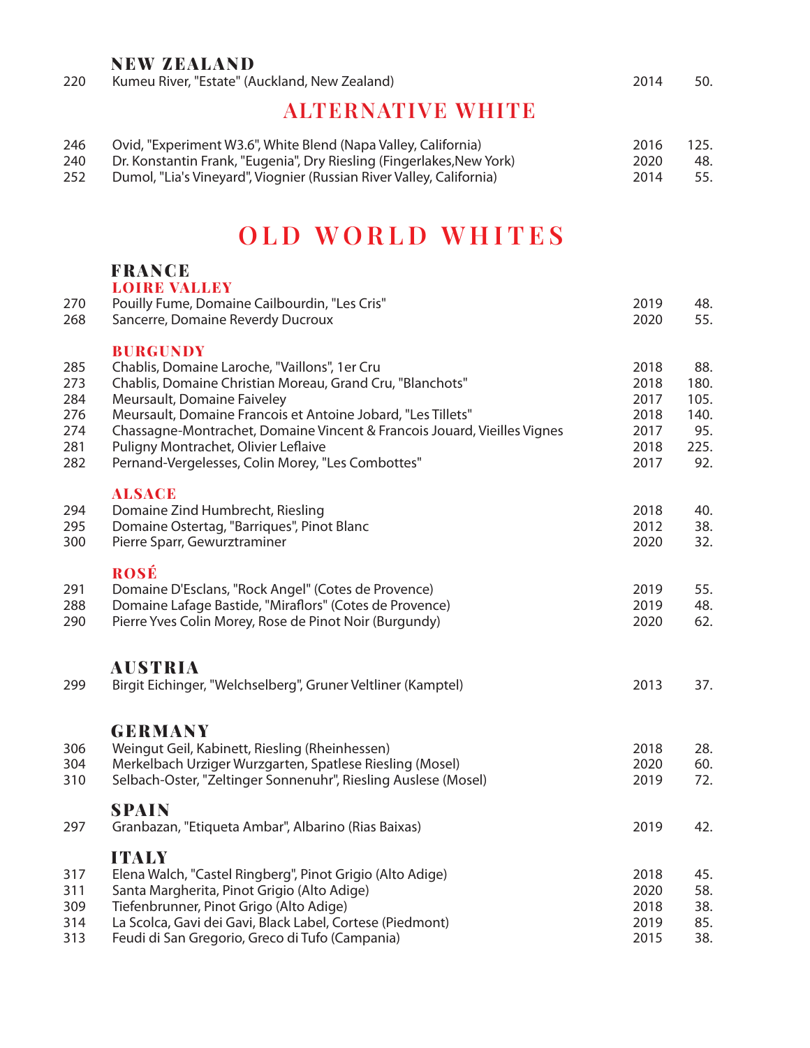### NEW ZEALAND

| | | | |
|---|---|---|---|
| 220 | Kumeu River, "Estate" (Auckland, New Zealand) | 2014 | 50. |

## ALTERNATIVE WHITE

| | | | |
|---|---|---|---|
| 246 | Ovid, "Experiment W3.6", White Blend (Napa Valley, California) | 2016 | 125. |
| 240 | Dr. Konstantin Frank, "Eugenia", Dry Riesling (Fingerlakes,New York) | 2020 | 48. |
| 252 | Dumol, "Lia's Vineyard", Viognier (Russian River Valley, California) | 2014 | 55. |

# OLD WORLD WHITES

### FRANCE

#### LOIRE VALLEY

| | | | |
|---|---|---|---|
| 270 | Pouilly Fume, Domaine Cailbourdin, "Les Cris" | 2019 | 48. |
| 268 | Sancerre, Domaine Reverdy Ducroux | 2020 | 55. |

#### BURGUNDY

| | | | |
|---|---|---|---|
| 285 | Chablis, Domaine Laroche, "Vaillons", 1er Cru | 2018 | 88. |
| 273 | Chablis, Domaine Christian Moreau, Grand Cru, "Blanchots" | 2018 | 180. |
| 284 | Meursault, Domaine Faiveley | 2017 | 105. |
| 276 | Meursault, Domaine Francois et Antoine Jobard, "Les Tillets" | 2018 | 140. |
| 274 | Chassagne-Montrachet, Domaine Vincent & Francois Jouard, Vieilles Vignes | 2017 | 95. |
| 281 | Puligny Montrachet, Olivier Leflaive | 2018 | 225. |
| 282 | Pernand-Vergelesses, Colin Morey, "Les Combottes" | 2017 | 92. |

#### ALSACE

| | | | |
|---|---|---|---|
| 294 | Domaine Zind Humbrecht, Riesling | 2018 | 40. |
| 295 | Domaine Ostertag, "Barriques", Pinot Blanc | 2012 | 38. |
| 300 | Pierre Sparr, Gewurztraminer | 2020 | 32. |

#### ROSÉ

| | | | |
|---|---|---|---|
| 291 | Domaine D'Esclans, "Rock Angel" (Cotes de Provence) | 2019 | 55. |
| 288 | Domaine Lafage Bastide, "Miraflors" (Cotes de Provence) | 2019 | 48. |
| 290 | Pierre Yves Colin Morey, Rose de Pinot Noir (Burgundy) | 2020 | 62. |

### AUSTRIA

| | | | |
|---|---|---|---|
| 299 | Birgit Eichinger, "Welchselberg", Gruner Veltliner (Kamptel) | 2013 | 37. |

### GERMANY

| | | | |
|---|---|---|---|
| 306 | Weingut Geil, Kabinett, Riesling (Rheinhessen) | 2018 | 28. |
| 304 | Merkelbach Urziger Wurzgarten, Spatlese Riesling (Mosel) | 2020 | 60. |
| 310 | Selbach-Oster, "Zeltinger Sonnenuhr", Riesling Auslese (Mosel) | 2019 | 72. |

### SPAIN

| | | | |
|---|---|---|---|
| 297 | Granbazan, "Etiqueta Ambar", Albarino (Rias Baixas) | 2019 | 42. |

### ITALY

| | | | |
|---|---|---|---|
| 317 | Elena Walch, "Castel Ringberg", Pinot Grigio (Alto Adige) | 2018 | 45. |
| 311 | Santa Margherita, Pinot Grigio (Alto Adige) | 2020 | 58. |
| 309 | Tiefenbrunner, Pinot Grigo (Alto Adige) | 2018 | 38. |
| 314 | La Scolca, Gavi dei Gavi, Black Label, Cortese (Piedmont) | 2019 | 85. |
| 313 | Feudi di San Gregorio, Greco di Tufo (Campania) | 2015 | 38. |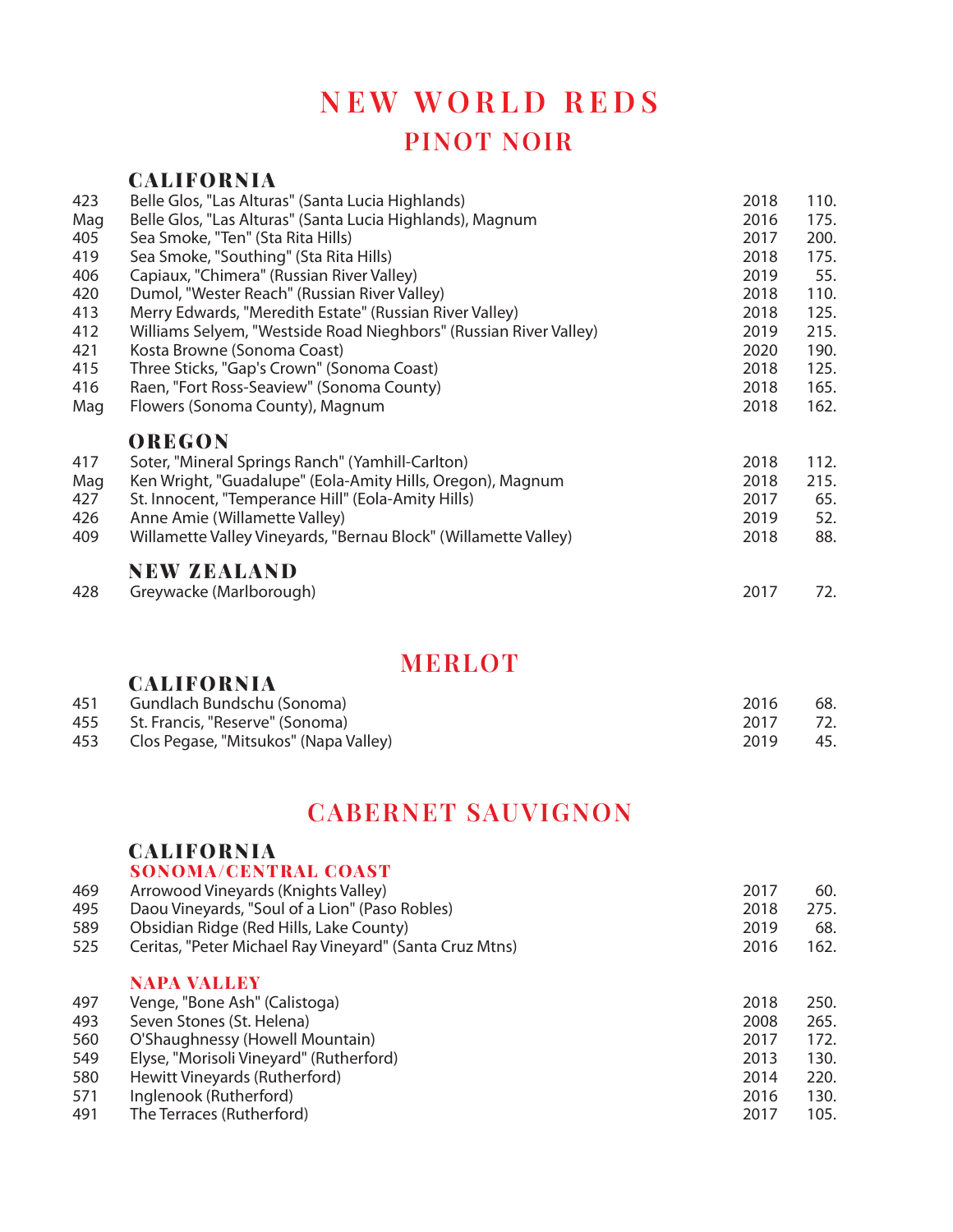# NEW WORLD REDS

## PINOT NOIR

### CALIFORNIA

| | | | |
|---|---|---|---|
| 423 | Belle Glos, "Las Alturas" (Santa Lucia Highlands) | 2018 | 110. |
| Mag | Belle Glos, "Las Alturas" (Santa Lucia Highlands), Magnum | 2016 | 175. |
| 405 | Sea Smoke, "Ten" (Sta Rita Hills) | 2017 | 200. |
| 419 | Sea Smoke, "Southing" (Sta Rita Hills) | 2018 | 175. |
| 406 | Capiaux, "Chimera" (Russian River Valley) | 2019 | 55. |
| 420 | Dumol, "Wester Reach" (Russian River Valley) | 2018 | 110. |
| 413 | Merry Edwards, "Meredith Estate" (Russian River Valley) | 2018 | 125. |
| 412 | Williams Selyem, "Westside Road Nieghbors" (Russian River Valley) | 2019 | 215. |
| 421 | Kosta Browne (Sonoma Coast) | 2020 | 190. |
| 415 | Three Sticks, "Gap's Crown" (Sonoma Coast) | 2018 | 125. |
| 416 | Raen, "Fort Ross-Seaview" (Sonoma County) | 2018 | 165. |
| Mag | Flowers (Sonoma County), Magnum | 2018 | 162. |

### OREGON

| | | | |
|---|---|---|---|
| 417 | Soter, "Mineral Springs Ranch" (Yamhill-Carlton) | 2018 | 112. |
| Mag | Ken Wright, "Guadalupe" (Eola-Amity Hills, Oregon), Magnum | 2018 | 215. |
| 427 | St. Innocent, "Temperance Hill" (Eola-Amity Hills) | 2017 | 65. |
| 426 | Anne Amie (Willamette Valley) | 2019 | 52. |
| 409 | Willamette Valley Vineyards, "Bernau Block" (Willamette Valley) | 2018 | 88. |

### NEW ZEALAND

| | | | |
|---|---|---|---|
| 428 | Greywacke (Marlborough) | 2017 | 72. |

## MERLOT

### CALIFORNIA

| | | | |
|---|---|---|---|
| 451 | Gundlach Bundschu (Sonoma) | 2016 | 68. |
| 455 | St. Francis, "Reserve" (Sonoma) | 2017 | 72. |
| 453 | Clos Pegase, "Mitsukos" (Napa Valley) | 2019 | 45. |

## CABERNET SAUVIGNON

### CALIFORNIA

#### SONOMA/CENTRAL COAST

| | | | |
|---|---|---|---|
| 469 | Arrowood Vineyards (Knights Valley) | 2017 | 60. |
| 495 | Daou Vineyards, "Soul of a Lion" (Paso Robles) | 2018 | 275. |
| 589 | Obsidian Ridge (Red Hills, Lake County) | 2019 | 68. |
| 525 | Ceritas, "Peter Michael Ray Vineyard" (Santa Cruz Mtns) | 2016 | 162. |

#### NAPA VALLEY

| | | | |
|---|---|---|---|
| 497 | Venge, "Bone Ash" (Calistoga) | 2018 | 250. |
| 493 | Seven Stones (St. Helena) | 2008 | 265. |
| 560 | O'Shaughnessy (Howell Mountain) | 2017 | 172. |
| 549 | Elyse, "Morisoli Vineyard" (Rutherford) | 2013 | 130. |
| 580 | Hewitt Vineyards (Rutherford) | 2014 | 220. |
| 571 | Inglenook (Rutherford) | 2016 | 130. |
| 491 | The Terraces (Rutherford) | 2017 | 105. |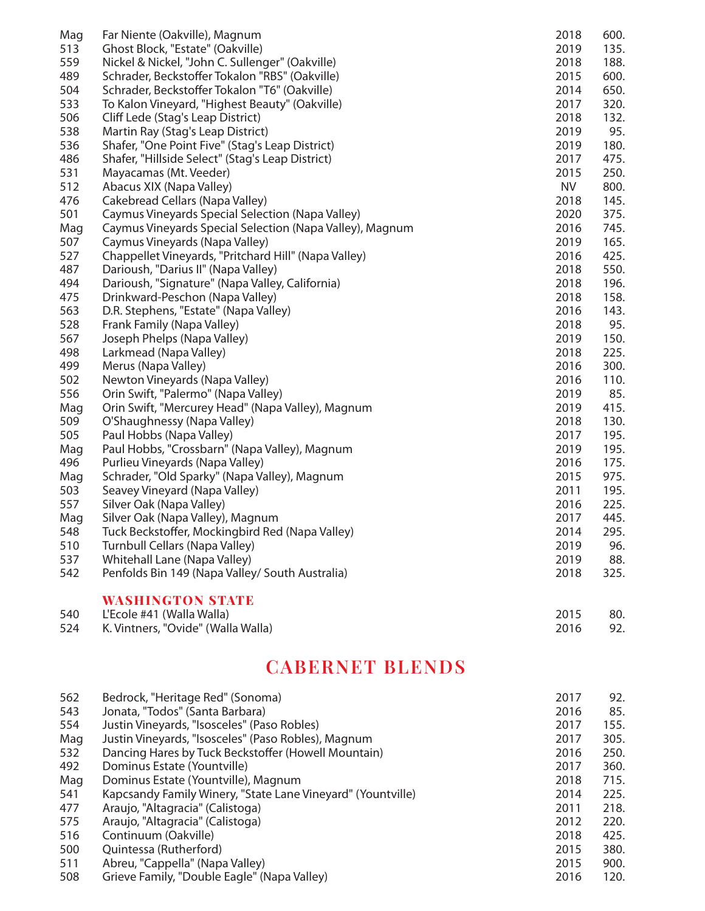| | | | |
|---|---|---|---|
| Mag | Far Niente (Oakville), Magnum | 2018 | 600. |
| 513 | Ghost Block, "Estate" (Oakville) | 2019 | 135. |
| 559 | Nickel & Nickel, "John C. Sullenger" (Oakville) | 2018 | 188. |
| 489 | Schrader, Beckstoffer Tokalon "RBS" (Oakville) | 2015 | 600. |
| 504 | Schrader, Beckstoffer Tokalon "T6" (Oakville) | 2014 | 650. |
| 533 | To Kalon Vineyard, "Highest Beauty" (Oakville) | 2017 | 320. |
| 506 | Cliff Lede (Stag's Leap District) | 2018 | 132. |
| 538 | Martin Ray (Stag's Leap District) | 2019 | 95. |
| 536 | Shafer, "One Point Five" (Stag's Leap District) | 2019 | 180. |
| 486 | Shafer, "Hillside Select" (Stag's Leap District) | 2017 | 475. |
| 531 | Mayacamas (Mt. Veeder) | 2015 | 250. |
| 512 | Abacus XIX (Napa Valley) | NV | 800. |
| 476 | Cakebread Cellars (Napa Valley) | 2018 | 145. |
| 501 | Caymus Vineyards Special Selection (Napa Valley) | 2020 | 375. |
| Mag | Caymus Vineyards Special Selection (Napa Valley), Magnum | 2016 | 745. |
| 507 | Caymus Vineyards (Napa Valley) | 2019 | 165. |
| 527 | Chappellet Vineyards, "Pritchard Hill" (Napa Valley) | 2016 | 425. |
| 487 | Darioush, "Darius II" (Napa Valley) | 2018 | 550. |
| 494 | Darioush, "Signature" (Napa Valley, California) | 2018 | 196. |
| 475 | Drinkward-Peschon (Napa Valley) | 2018 | 158. |
| 563 | D.R. Stephens, "Estate" (Napa Valley) | 2016 | 143. |
| 528 | Frank Family (Napa Valley) | 2018 | 95. |
| 567 | Joseph Phelps (Napa Valley) | 2019 | 150. |
| 498 | Larkmead (Napa Valley) | 2018 | 225. |
| 499 | Merus (Napa Valley) | 2016 | 300. |
| 502 | Newton Vineyards (Napa Valley) | 2016 | 110. |
| 556 | Orin Swift, "Palermo" (Napa Valley) | 2019 | 85. |
| Mag | Orin Swift, "Mercurey Head" (Napa Valley), Magnum | 2019 | 415. |
| 509 | O'Shaughnessy (Napa Valley) | 2018 | 130. |
| 505 | Paul Hobbs (Napa Valley) | 2017 | 195. |
| Mag | Paul Hobbs, "Crossbarn" (Napa Valley), Magnum | 2019 | 195. |
| 496 | Purlieu Vineyards (Napa Valley) | 2016 | 175. |
| Mag | Schrader, "Old Sparky" (Napa Valley), Magnum | 2015 | 975. |
| 503 | Seavey Vineyard (Napa Valley) | 2011 | 195. |
| 557 | Silver Oak (Napa Valley) | 2016 | 225. |
| Mag | Silver Oak (Napa Valley), Magnum | 2017 | 445. |
| 548 | Tuck Beckstoffer, Mockingbird Red (Napa Valley) | 2014 | 295. |
| 510 | Turnbull Cellars (Napa Valley) | 2019 | 96. |
| 537 | Whitehall Lane (Napa Valley) | 2019 | 88. |
| 542 | Penfolds Bin 149 (Napa Valley/ South Australia) | 2018 | 325. |

### WASHINGTON STATE

| | | | |
|---|---|---|---|
| 540 | L'Ecole #41 (Walla Walla) | 2015 | 80. |
| 524 | K. Vintners, "Ovide" (Walla Walla) | 2016 | 92. |

## CABERNET BLENDS

| | | | |
|---|---|---|---|
| 562 | Bedrock, "Heritage Red" (Sonoma) | 2017 | 92. |
| 543 | Jonata, "Todos" (Santa Barbara) | 2016 | 85. |
| 554 | Justin Vineyards, "Isosceles" (Paso Robles) | 2017 | 155. |
| Mag | Justin Vineyards, "Isosceles" (Paso Robles), Magnum | 2017 | 305. |
| 532 | Dancing Hares by Tuck Beckstoffer (Howell Mountain) | 2016 | 250. |
| 492 | Dominus Estate (Yountville) | 2017 | 360. |
| Mag | Dominus Estate (Yountville), Magnum | 2018 | 715. |
| 541 | Kapcsandy Family Winery, "State Lane Vineyard" (Yountville) | 2014 | 225. |
| 477 | Araujo, "Altagracia" (Calistoga) | 2011 | 218. |
| 575 | Araujo, "Altagracia" (Calistoga) | 2012 | 220. |
| 516 | Continuum (Oakville) | 2018 | 425. |
| 500 | Quintessa (Rutherford) | 2015 | 380. |
| 511 | Abreu, "Cappella" (Napa Valley) | 2015 | 900. |
| 508 | Grieve Family, "Double Eagle" (Napa Valley) | 2016 | 120. |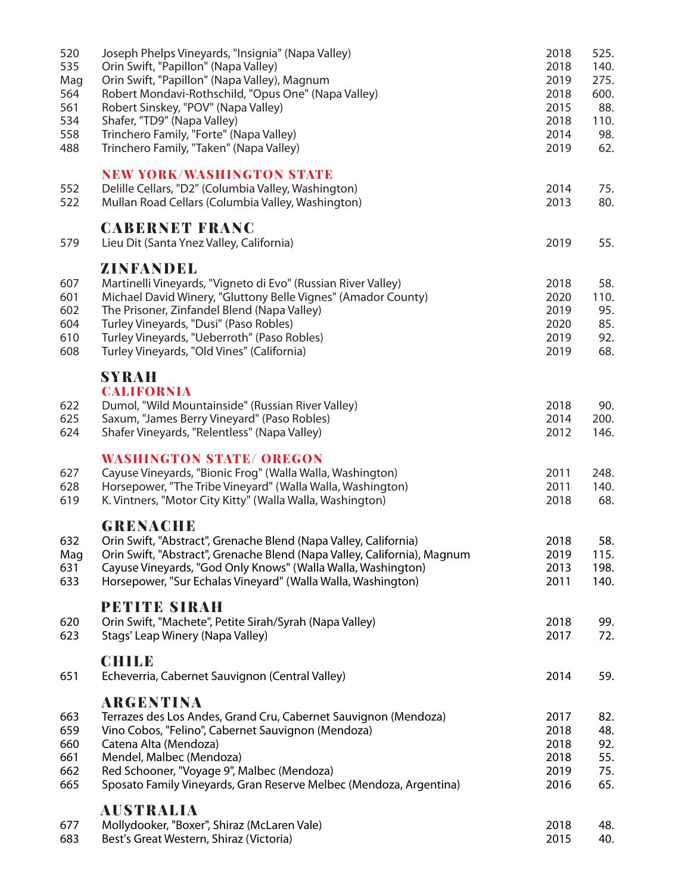| | | | |
|---|---|---|---|
| 520 | Joseph Phelps Vineyards, "Insignia" (Napa Valley) | 2018 | 525. |
| 535 | Orin Swift, "Papillon" (Napa Valley) | 2018 | 140. |
| Mag | Orin Swift, "Papillon" (Napa Valley), Magnum | 2019 | 275. |
| 564 | Robert Mondavi-Rothschild, "Opus One" (Napa Valley) | 2018 | 600. |
| 561 | Robert Sinskey, "POV" (Napa Valley) | 2015 | 88. |
| 534 | Shafer, "TD9" (Napa Valley) | 2018 | 110. |
| 558 | Trinchero Family, "Forte" (Napa Valley) | 2014 | 98. |
| 488 | Trinchero Family, "Taken" (Napa Valley) | 2019 | 62. |

### NEW YORK/WASHINGTON STATE

| | | | |
|---|---|---|---|
| 552 | Delille Cellars, "D2" (Columbia Valley, Washington) | 2014 | 75. |
| 522 | Mullan Road Cellars (Columbia Valley, Washington) | 2013 | 80. |

## CABERNET FRANC

| | | | |
|---|---|---|---|
| 579 | Lieu Dit (Santa Ynez Valley, California) | 2019 | 55. |

## ZINFANDEL

| | | | |
|---|---|---|---|
| 607 | Martinelli Vineyards, "Vigneto di Evo" (Russian River Valley) | 2018 | 58. |
| 601 | Michael David Winery, "Gluttony Belle Vignes" (Amador County) | 2020 | 110. |
| 602 | The Prisoner, Zinfandel Blend (Napa Valley) | 2019 | 95. |
| 604 | Turley Vineyards, "Dusi" (Paso Robles) | 2020 | 85. |
| 610 | Turley Vineyards, "Ueberroth" (Paso Robles) | 2019 | 92. |
| 608 | Turley Vineyards, "Old Vines" (California) | 2019 | 68. |

## SYRAH

### CALIFORNIA

| | | | |
|---|---|---|---|
| 622 | Dumol, "Wild Mountainside" (Russian River Valley) | 2018 | 90. |
| 625 | Saxum, "James Berry Vineyard" (Paso Robles) | 2014 | 200. |
| 624 | Shafer Vineyards, "Relentless" (Napa Valley) | 2012 | 146. |

### WASHINGTON STATE/ OREGON

| | | | |
|---|---|---|---|
| 627 | Cayuse Vineyards, "Bionic Frog" (Walla Walla, Washington) | 2011 | 248. |
| 628 | Horsepower, "The Tribe Vineyard" (Walla Walla, Washington) | 2011 | 140. |
| 619 | K. Vintners, "Motor City Kitty" (Walla Walla, Washington) | 2018 | 68. |

## GRENACHE

| | | | |
|---|---|---|---|
| 632 | Orin Swift, "Abstract", Grenache Blend (Napa Valley, California) | 2018 | 58. |
| Mag | Orin Swift, "Abstract", Grenache Blend (Napa Valley, California), Magnum | 2019 | 115. |
| 631 | Cayuse Vineyards, "God Only Knows" (Walla Walla, Washington) | 2013 | 198. |
| 633 | Horsepower, "Sur Echalas Vineyard" (Walla Walla, Washington) | 2011 | 140. |

## PETITE SIRAH

| | | | |
|---|---|---|---|
| 620 | Orin Swift, "Machete", Petite Sirah/Syrah (Napa Valley) | 2018 | 99. |
| 623 | Stags' Leap Winery (Napa Valley) | 2017 | 72. |

## CHILE

| | | | |
|---|---|---|---|
| 651 | Echeverria, Cabernet Sauvignon (Central Valley) | 2014 | 59. |

## ARGENTINA

| | | | |
|---|---|---|---|
| 663 | Terrazes des Los Andes, Grand Cru, Cabernet Sauvignon (Mendoza) | 2017 | 82. |
| 659 | Vino Cobos, "Felino", Cabernet Sauvignon (Mendoza) | 2018 | 48. |
| 660 | Catena Alta (Mendoza) | 2018 | 92. |
| 661 | Mendel, Malbec (Mendoza) | 2018 | 55. |
| 662 | Red Schooner, "Voyage 9", Malbec (Mendoza) | 2019 | 75. |
| 665 | Sposato Family Vineyards, Gran Reserve Melbec (Mendoza, Argentina) | 2016 | 65. |

## AUSTRALIA

| | | | |
|---|---|---|---|
| 677 | Mollydooker, "Boxer", Shiraz (McLaren Vale) | 2018 | 48. |
| 683 | Best's Great Western, Shiraz (Victoria) | 2015 | 40. |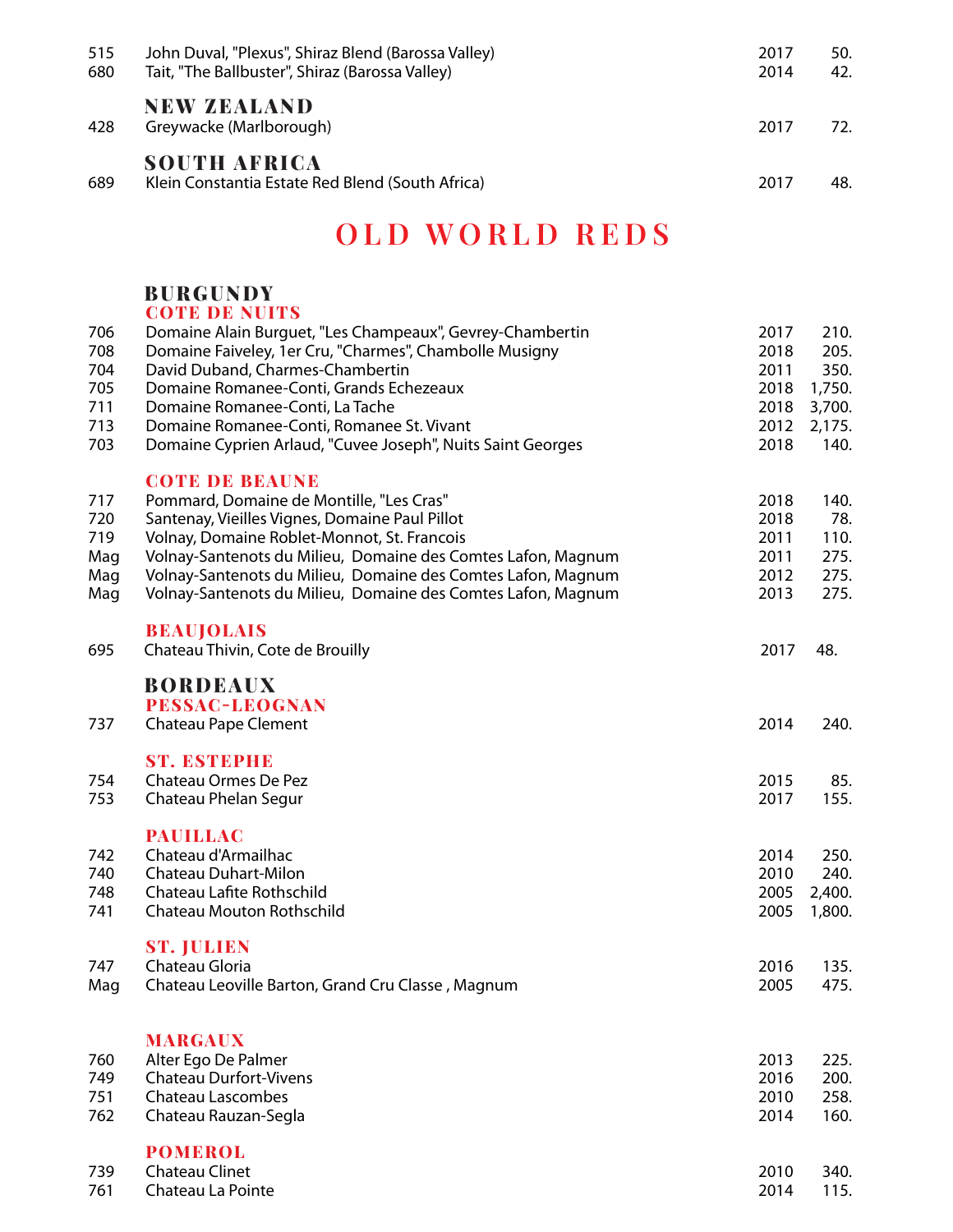| | | | |
|---|---|---|---|
| 515 | John Duval, "Plexus", Shiraz Blend (Barossa Valley) | 2017 | 50. |
| 680 | Tait, "The Ballbuster", Shiraz (Barossa Valley) | 2014 | 42. |

### NEW ZEALAND

| | | | |
|---|---|---|---|
| 428 | Greywacke (Marlborough) | 2017 | 72. |

### SOUTH AFRICA

| | | | |
|---|---|---|---|
| 689 | Klein Constantia Estate Red Blend (South Africa) | 2017 | 48. |

# OLD WORLD REDS

## BURGUNDY

### COTE DE NUITS

| | | | |
|---|---|---|---|
| 706 | Domaine Alain Burguet, "Les Champeaux", Gevrey-Chambertin | 2017 | 210. |
| 708 | Domaine Faiveley, 1er Cru, "Charmes", Chambolle Musigny | 2018 | 205. |
| 704 | David Duband, Charmes-Chambertin | 2011 | 350. |
| 705 | Domaine Romanee-Conti, Grands Echezeaux | 2018 | 1,750. |
| 711 | Domaine Romanee-Conti, La Tache | 2018 | 3,700. |
| 713 | Domaine Romanee-Conti, Romanee St. Vivant | 2012 | 2,175. |
| 703 | Domaine Cyprien Arlaud, "Cuvee Joseph", Nuits Saint Georges | 2018 | 140. |

### COTE DE BEAUNE

| | | | |
|---|---|---|---|
| 717 | Pommard, Domaine de Montille, "Les Cras" | 2018 | 140. |
| 720 | Santenay, Vieilles Vignes, Domaine Paul Pillot | 2018 | 78. |
| 719 | Volnay, Domaine Roblet-Monnot, St. Francois | 2011 | 110. |
| Mag | Volnay-Santenots du Milieu, Domaine des Comtes Lafon, Magnum | 2011 | 275. |
| Mag | Volnay-Santenots du Milieu, Domaine des Comtes Lafon, Magnum | 2012 | 275. |
| Mag | Volnay-Santenots du Milieu, Domaine des Comtes Lafon, Magnum | 2013 | 275. |

### BEAUJOLAIS

| | | | |
|---|---|---|---|
| 695 | Chateau Thivin, Cote de Brouilly | 2017 | 48. |

## BORDEAUX

### PESSAC-LEOGNAN

| | | | |
|---|---|---|---|
| 737 | Chateau Pape Clement | 2014 | 240. |

### ST. ESTEPHE

| | | | |
|---|---|---|---|
| 754 | Chateau Ormes De Pez | 2015 | 85. |
| 753 | Chateau Phelan Segur | 2017 | 155. |

### PAUILLAC

| | | | |
|---|---|---|---|
| 742 | Chateau d'Armailhac | 2014 | 250. |
| 740 | Chateau Duhart-Milon | 2010 | 240. |
| 748 | Chateau Lafite Rothschild | 2005 | 2,400. |
| 741 | Chateau Mouton Rothschild | 2005 | 1,800. |

### ST. JULIEN

| | | | |
|---|---|---|---|
| 747 | Chateau Gloria | 2016 | 135. |
| Mag | Chateau Leoville Barton, Grand Cru Classe , Magnum | 2005 | 475. |

### MARGAUX

| | | | |
|---|---|---|---|
| 760 | Alter Ego De Palmer | 2013 | 225. |
| 749 | Chateau Durfort-Vivens | 2016 | 200. |
| 751 | Chateau Lascombes | 2010 | 258. |
| 762 | Chateau Rauzan-Segla | 2014 | 160. |

### POMEROL

| | | | |
|---|---|---|---|
| 739 | Chateau Clinet | 2010 | 340. |
| 761 | Chateau La Pointe | 2014 | 115. |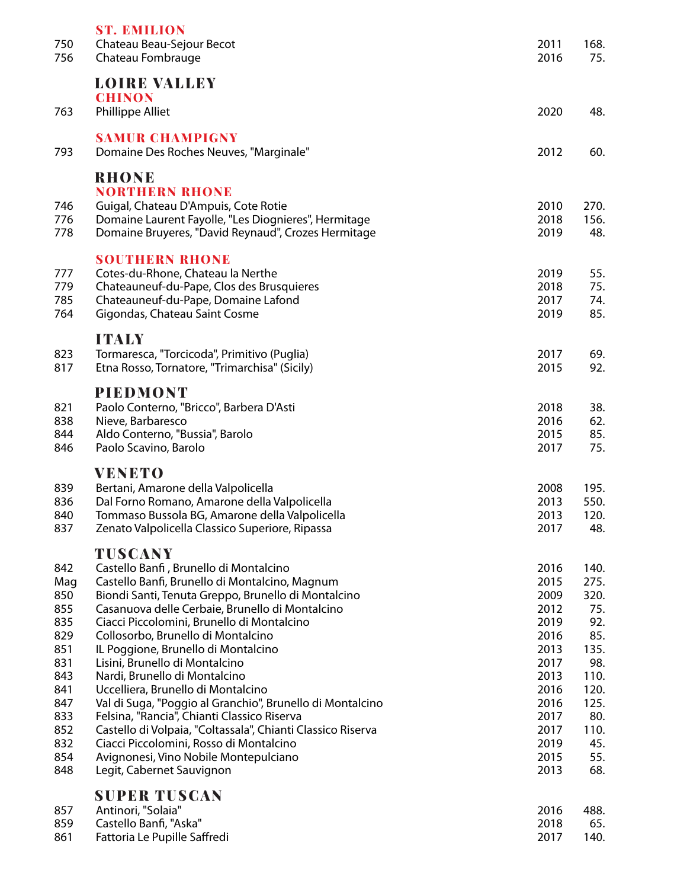### ST. EMILION

| | | | |
|---|---|---|---|
| 750 | Chateau Beau-Sejour Becot | 2011 | 168. |
| 756 | Chateau Fombrauge | 2016 | 75. |

## LOIRE VALLEY

### CHINON

| | | | |
|---|---|---|---|
| 763 | Phillippe Alliet | 2020 | 48. |

### SAMUR CHAMPIGNY

| | | | |
|---|---|---|---|
| 793 | Domaine Des Roches Neuves, "Marginale" | 2012 | 60. |

## RHONE

### NORTHERN RHONE

| | | | |
|---|---|---|---|
| 746 | Guigal, Chateau D'Ampuis, Cote Rotie | 2010 | 270. |
| 776 | Domaine Laurent Fayolle, "Les Diognieres", Hermitage | 2018 | 156. |
| 778 | Domaine Bruyeres, "David Reynaud", Crozes Hermitage | 2019 | 48. |

### SOUTHERN RHONE

| | | | |
|---|---|---|---|
| 777 | Cotes-du-Rhone, Chateau la Nerthe | 2019 | 55. |
| 779 | Chateauneuf-du-Pape, Clos des Brusquieres | 2018 | 75. |
| 785 | Chateauneuf-du-Pape, Domaine Lafond | 2017 | 74. |
| 764 | Gigondas, Chateau Saint Cosme | 2019 | 85. |

## ITALY

| | | | |
|---|---|---|---|
| 823 | Tormaresca, "Torcicoda", Primitivo (Puglia) | 2017 | 69. |
| 817 | Etna Rosso, Tornatore, "Trimarchisa" (Sicily) | 2015 | 92. |

## PIEDMONT

| | | | |
|---|---|---|---|
| 821 | Paolo Conterno, "Bricco", Barbera D'Asti | 2018 | 38. |
| 838 | Nieve, Barbaresco | 2016 | 62. |
| 844 | Aldo Conterno, "Bussia", Barolo | 2015 | 85. |
| 846 | Paolo Scavino, Barolo | 2017 | 75. |

## VENETO

| | | | |
|---|---|---|---|
| 839 | Bertani, Amarone della Valpolicella | 2008 | 195. |
| 836 | Dal Forno Romano, Amarone della Valpolicella | 2013 | 550. |
| 840 | Tommaso Bussola BG, Amarone della Valpolicella | 2013 | 120. |
| 837 | Zenato Valpolicella Classico Superiore, Ripassa | 2017 | 48. |

## TUSCANY

| | | | |
|---|---|---|---|
| 842 | Castello Banfi , Brunello di Montalcino | 2016 | 140. |
| Mag | Castello Banfi, Brunello di Montalcino, Magnum | 2015 | 275. |
| 850 | Biondi Santi, Tenuta Greppo, Brunello di Montalcino | 2009 | 320. |
| 855 | Casanuova delle Cerbaie, Brunello di Montalcino | 2012 | 75. |
| 835 | Ciacci Piccolomini, Brunello di Montalcino | 2019 | 92. |
| 829 | Collosorbo, Brunello di Montalcino | 2016 | 85. |
| 851 | IL Poggione, Brunello di Montalcino | 2013 | 135. |
| 831 | Lisini, Brunello di Montalcino | 2017 | 98. |
| 843 | Nardi, Brunello di Montalcino | 2013 | 110. |
| 841 | Uccelliera, Brunello di Montalcino | 2016 | 120. |
| 847 | Val di Suga, "Poggio al Granchio", Brunello di Montalcino | 2016 | 125. |
| 833 | Felsina, "Rancia", Chianti Classico Riserva | 2017 | 80. |
| 852 | Castello di Volpaia, "Coltassala", Chianti Classico Riserva | 2017 | 110. |
| 832 | Ciacci Piccolomini, Rosso di Montalcino | 2019 | 45. |
| 854 | Avignonesi, Vino Nobile Montepulciano | 2015 | 55. |
| 848 | Legit, Cabernet Sauvignon | 2013 | 68. |

## SUPER TUSCAN

| | | | |
|---|---|---|---|
| 857 | Antinori, "Solaia" | 2016 | 488. |
| 859 | Castello Banfi, "Aska" | 2018 | 65. |
| 861 | Fattoria Le Pupille Saffredi | 2017 | 140. |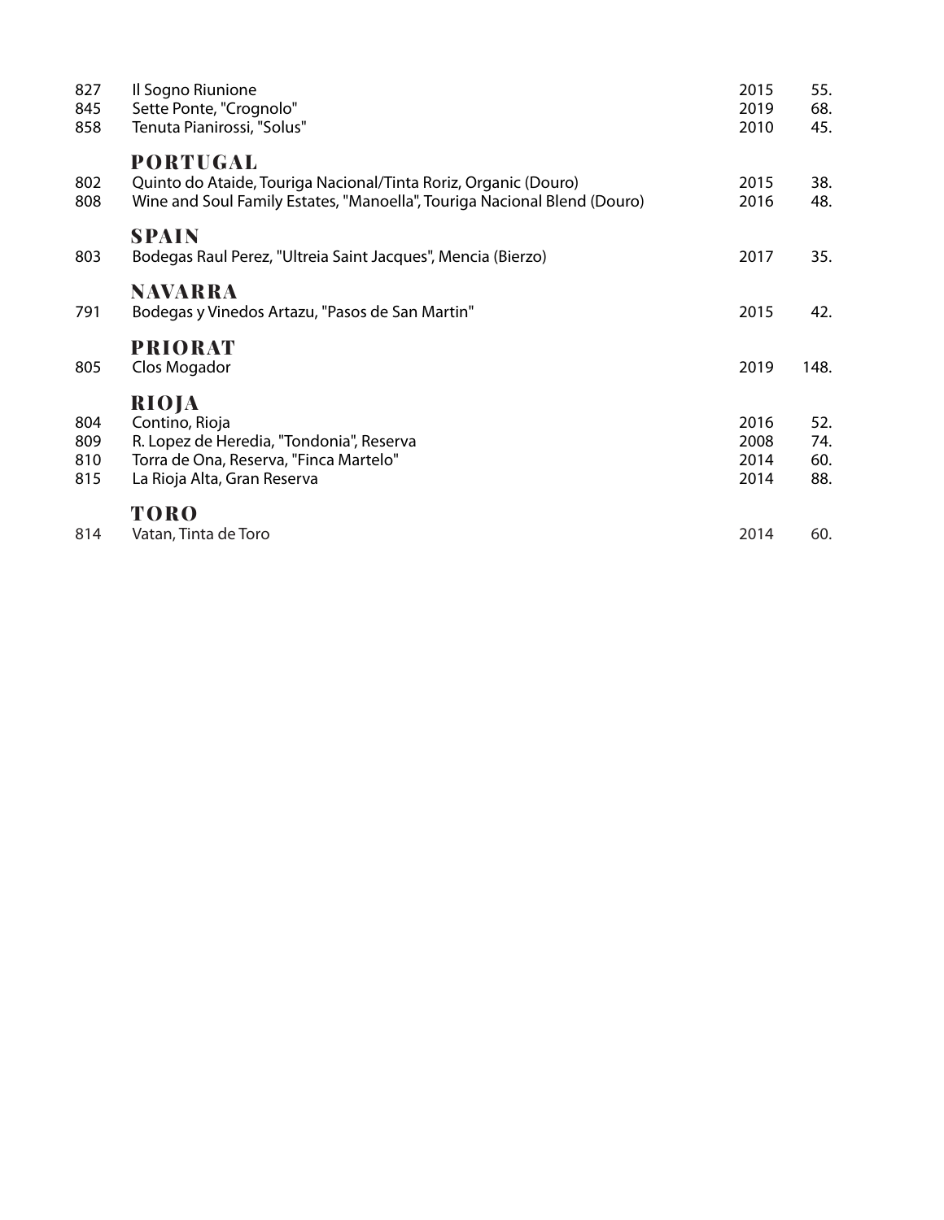| | | | |
|---|---|---|---|
| 827 | Il Sogno Riunione | 2015 | 55. |
| 845 | Sette Ponte, "Crognolo" | 2019 | 68. |
| 858 | Tenuta Pianirossi, "Solus" | 2010 | 45. |

## PORTUGAL

| | | | |
|---|---|---|---|
| 802 | Quinto do Ataide, Touriga Nacional/Tinta Roriz, Organic (Douro) | 2015 | 38. |
| 808 | Wine and Soul Family Estates, "Manoella", Touriga Nacional Blend (Douro) | 2016 | 48. |

## SPAIN

| | | | |
|---|---|---|---|
| 803 | Bodegas Raul Perez, "Ultreia Saint Jacques", Mencia (Bierzo) | 2017 | 35. |

## NAVARRA

| | | | |
|---|---|---|---|
| 791 | Bodegas y Vinedos Artazu, "Pasos de San Martin" | 2015 | 42. |

## PRIORAT

| | | | |
|---|---|---|---|
| 805 | Clos Mogador | 2019 | 148. |

## RIOJA

| | | | |
|---|---|---|---|
| 804 | Contino, Rioja | 2016 | 52. |
| 809 | R. Lopez de Heredia, "Tondonia", Reserva | 2008 | 74. |
| 810 | Torra de Ona, Reserva, "Finca Martelo" | 2014 | 60. |
| 815 | La Rioja Alta, Gran Reserva | 2014 | 88. |

## TORO

| | | | |
|---|---|---|---|
| 814 | Vatan, Tinta de Toro | 2014 | 60. |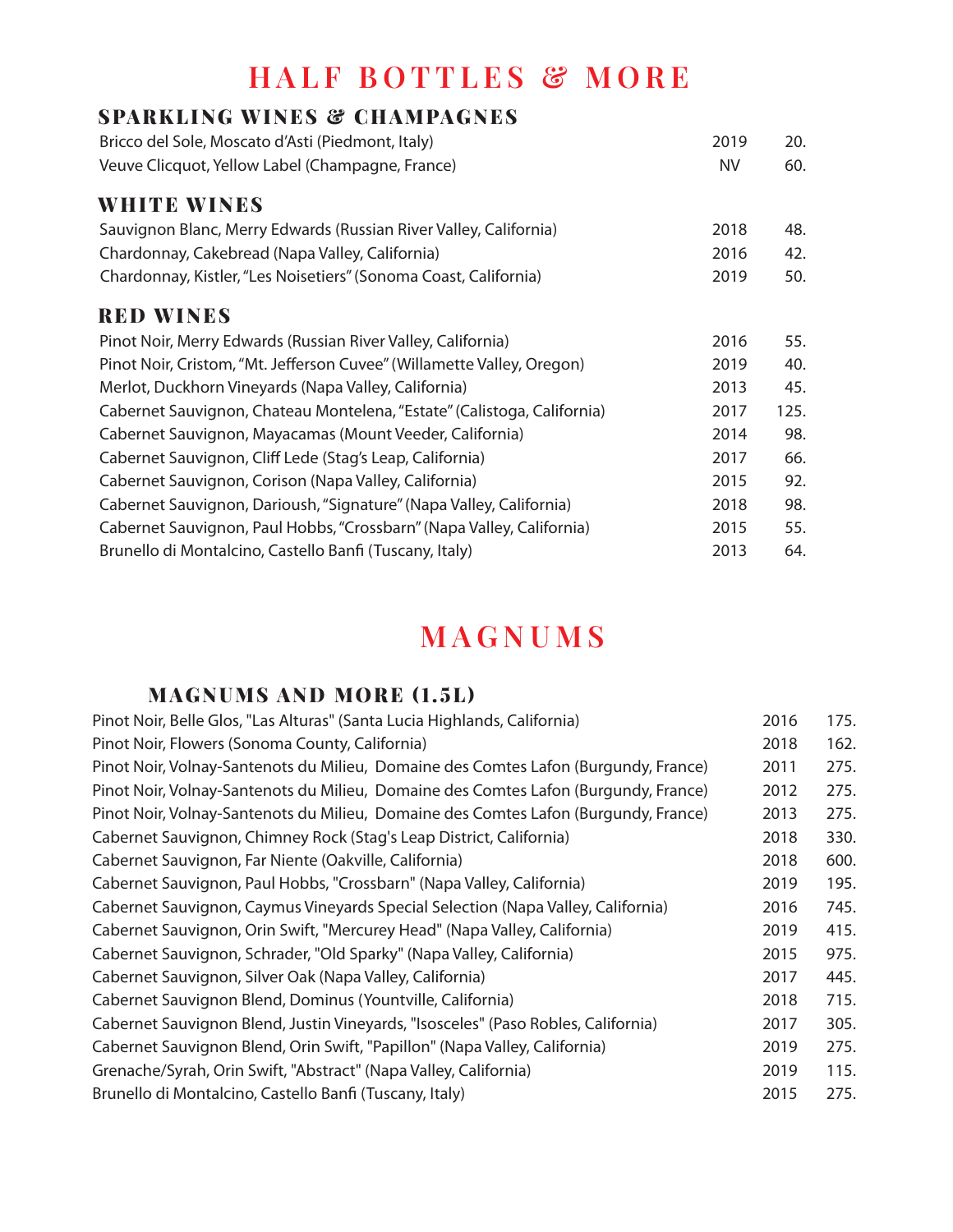# HALF BOTTLES & MORE

## SPARKLING WINES & CHAMPAGNES

| | | |
|---|---|---|
| Bricco del Sole, Moscato d'Asti (Piedmont, Italy) | 2019 | 20. |
| Veuve Clicquot, Yellow Label (Champagne, France) | NV | 60. |

## WHITE WINES

| | | |
|---|---|---|
| Sauvignon Blanc, Merry Edwards (Russian River Valley, California) | 2018 | 48. |
| Chardonnay, Cakebread (Napa Valley, California) | 2016 | 42. |
| Chardonnay, Kistler, "Les Noisetiers" (Sonoma Coast, California) | 2019 | 50. |

## RED WINES

| | | |
|---|---|---|
| Pinot Noir, Merry Edwards (Russian River Valley, California) | 2016 | 55. |
| Pinot Noir, Cristom, "Mt. Jefferson Cuvee" (Willamette Valley, Oregon) | 2019 | 40. |
| Merlot, Duckhorn Vineyards (Napa Valley, California) | 2013 | 45. |
| Cabernet Sauvignon, Chateau Montelena, "Estate" (Calistoga, California) | 2017 | 125. |
| Cabernet Sauvignon, Mayacamas (Mount Veeder, California) | 2014 | 98. |
| Cabernet Sauvignon, Cliff Lede (Stag's Leap, California) | 2017 | 66. |
| Cabernet Sauvignon, Corison (Napa Valley, California) | 2015 | 92. |
| Cabernet Sauvignon, Darioush, "Signature" (Napa Valley, California) | 2018 | 98. |
| Cabernet Sauvignon, Paul Hobbs, "Crossbarn" (Napa Valley, California) | 2015 | 55. |
| Brunello di Montalcino, Castello Banfi (Tuscany, Italy) | 2013 | 64. |

# MAGNUMS

## MAGNUMS AND MORE (1.5L)

| | | |
|---|---|---|
| Pinot Noir, Belle Glos, "Las Alturas" (Santa Lucia Highlands, California) | 2016 | 175. |
| Pinot Noir, Flowers (Sonoma County, California) | 2018 | 162. |
| Pinot Noir, Volnay-Santenots du Milieu, Domaine des Comtes Lafon (Burgundy, France) | 2011 | 275. |
| Pinot Noir, Volnay-Santenots du Milieu, Domaine des Comtes Lafon (Burgundy, France) | 2012 | 275. |
| Pinot Noir, Volnay-Santenots du Milieu, Domaine des Comtes Lafon (Burgundy, France) | 2013 | 275. |
| Cabernet Sauvignon, Chimney Rock (Stag's Leap District, California) | 2018 | 330. |
| Cabernet Sauvignon, Far Niente (Oakville, California) | 2018 | 600. |
| Cabernet Sauvignon, Paul Hobbs, "Crossbarn" (Napa Valley, California) | 2019 | 195. |
| Cabernet Sauvignon, Caymus Vineyards Special Selection (Napa Valley, California) | 2016 | 745. |
| Cabernet Sauvignon, Orin Swift, "Mercurey Head" (Napa Valley, California) | 2019 | 415. |
| Cabernet Sauvignon, Schrader, "Old Sparky" (Napa Valley, California) | 2015 | 975. |
| Cabernet Sauvignon, Silver Oak (Napa Valley, California) | 2017 | 445. |
| Cabernet Sauvignon Blend, Dominus (Yountville, California) | 2018 | 715. |
| Cabernet Sauvignon Blend, Justin Vineyards, "Isosceles" (Paso Robles, California) | 2017 | 305. |
| Cabernet Sauvignon Blend, Orin Swift, "Papillon" (Napa Valley, California) | 2019 | 275. |
| Grenache/Syrah, Orin Swift, "Abstract" (Napa Valley, California) | 2019 | 115. |
| Brunello di Montalcino, Castello Banfi (Tuscany, Italy) | 2015 | 275. |